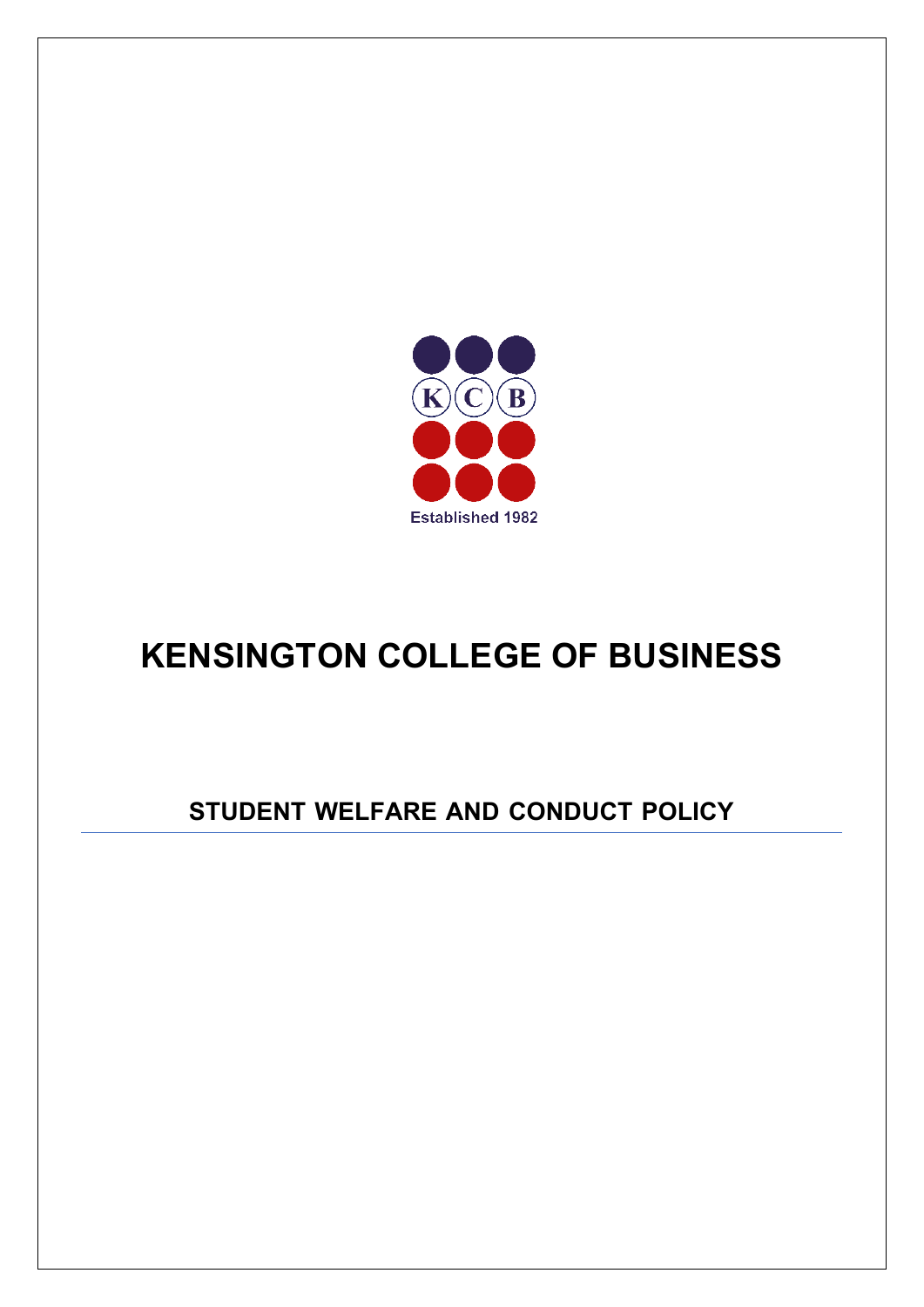KCB

Established 1982

# KENSINGTON COLLEGE OF BUSINESS

## STUDENT WELFARE AND CONDUCT POLICY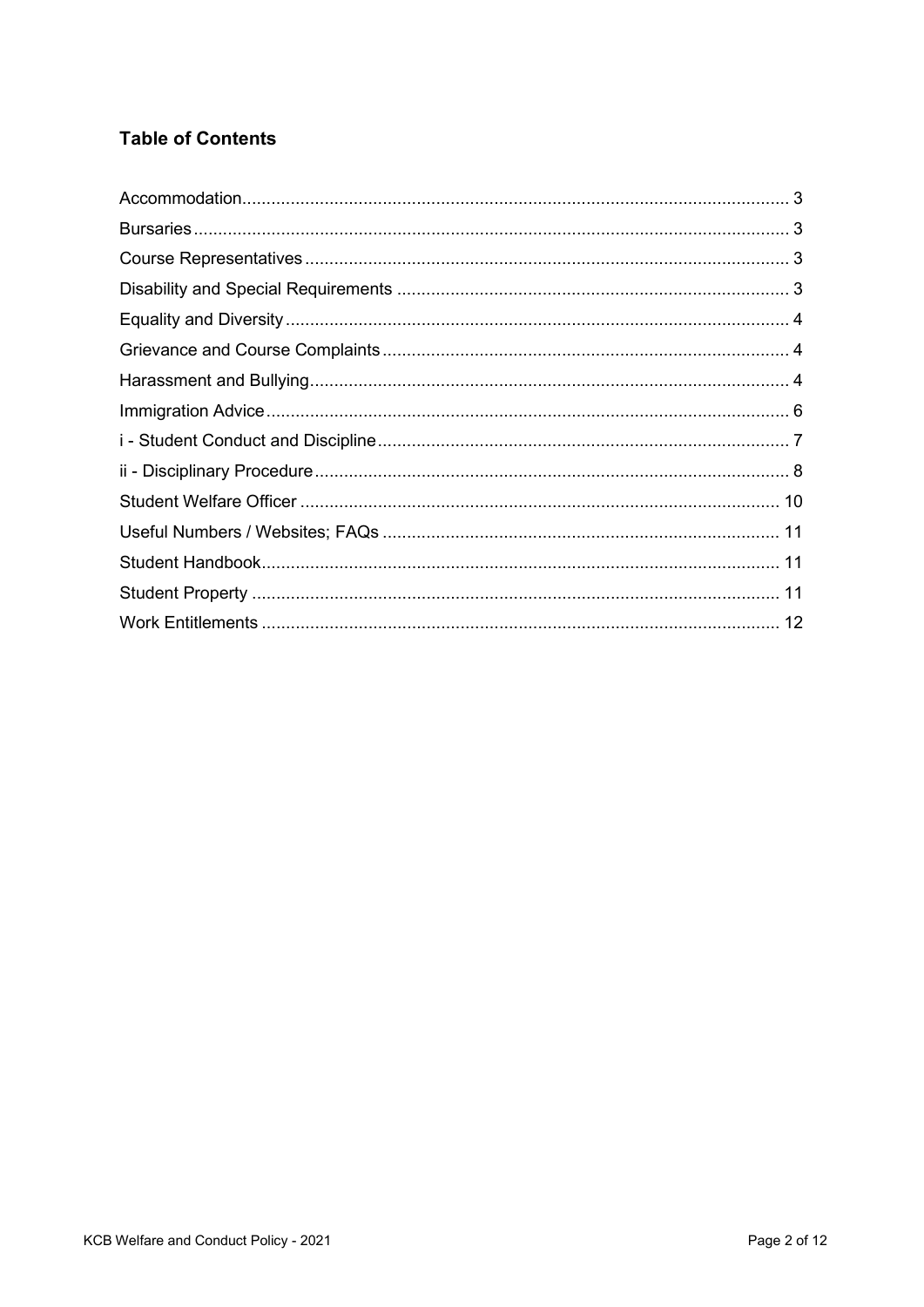## Table of Contents

| | |
|---|---|
| Accommodation | 3 |
| Bursaries | 3 |
| Course Representatives | 3 |
| Disability and Special Requirements | 3 |
| Equality and Diversity | 4 |
| Grievance and Course Complaints | 4 |
| Harassment and Bullying | 4 |
| Immigration Advice | 6 |
| i - Student Conduct and Discipline | 7 |
| ii - Disciplinary Procedure | 8 |
| Student Welfare Officer | 10 |
| Useful Numbers / Websites; FAQs | 11 |
| Student Handbook | 11 |
| Student Property | 11 |
| Work Entitlements | 12 |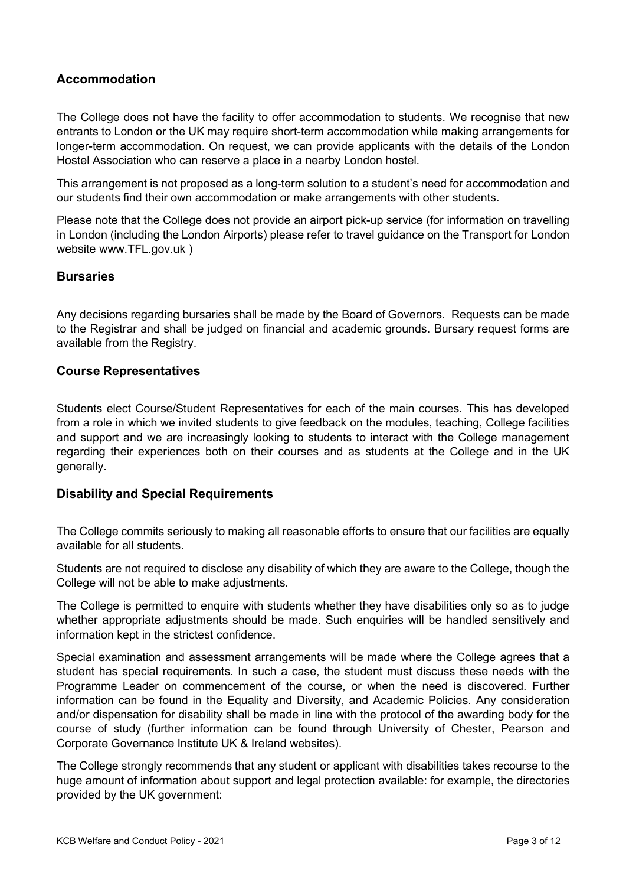## Accommodation

The College does not have the facility to offer accommodation to students. We recognise that new entrants to London or the UK may require short-term accommodation while making arrangements for longer-term accommodation. On request, we can provide applicants with the details of the London Hostel Association who can reserve a place in a nearby London hostel.

This arrangement is not proposed as a long-term solution to a student's need for accommodation and our students find their own accommodation or make arrangements with other students.

Please note that the College does not provide an airport pick-up service (for information on travelling in London (including the London Airports) please refer to travel guidance on the Transport for London website www.TFL.gov.uk )

## Bursaries

Any decisions regarding bursaries shall be made by the Board of Governors. Requests can be made to the Registrar and shall be judged on financial and academic grounds. Bursary request forms are available from the Registry.

## Course Representatives

Students elect Course/Student Representatives for each of the main courses. This has developed from a role in which we invited students to give feedback on the modules, teaching, College facilities and support and we are increasingly looking to students to interact with the College management regarding their experiences both on their courses and as students at the College and in the UK generally.

## Disability and Special Requirements

The College commits seriously to making all reasonable efforts to ensure that our facilities are equally available for all students.

Students are not required to disclose any disability of which they are aware to the College, though the College will not be able to make adjustments.

The College is permitted to enquire with students whether they have disabilities only so as to judge whether appropriate adjustments should be made. Such enquiries will be handled sensitively and information kept in the strictest confidence.

Special examination and assessment arrangements will be made where the College agrees that a student has special requirements. In such a case, the student must discuss these needs with the Programme Leader on commencement of the course, or when the need is discovered. Further information can be found in the Equality and Diversity, and Academic Policies. Any consideration and/or dispensation for disability shall be made in line with the protocol of the awarding body for the course of study (further information can be found through University of Chester, Pearson and Corporate Governance Institute UK & Ireland websites).

The College strongly recommends that any student or applicant with disabilities takes recourse to the huge amount of information about support and legal protection available: for example, the directories provided by the UK government: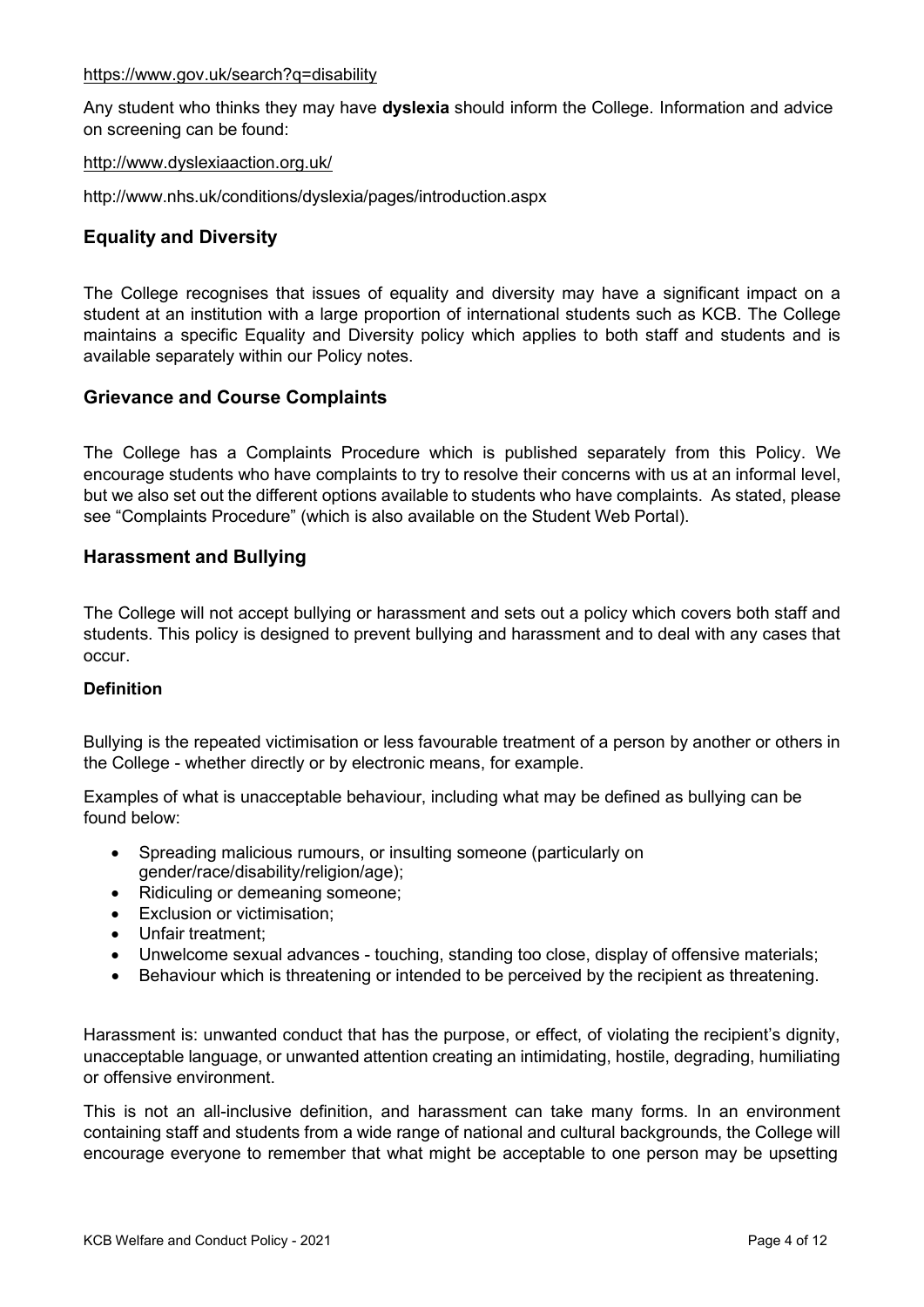https://www.gov.uk/search?q=disability

Any student who thinks they may have **dyslexia** should inform the College. Information and advice on screening can be found:

http://www.dyslexiaaction.org.uk/

http://www.nhs.uk/conditions/dyslexia/pages/introduction.aspx

## Equality and Diversity

The College recognises that issues of equality and diversity may have a significant impact on a student at an institution with a large proportion of international students such as KCB. The College maintains a specific Equality and Diversity policy which applies to both staff and students and is available separately within our Policy notes.

## Grievance and Course Complaints

The College has a Complaints Procedure which is published separately from this Policy. We encourage students who have complaints to try to resolve their concerns with us at an informal level, but we also set out the different options available to students who have complaints. As stated, please see "Complaints Procedure" (which is also available on the Student Web Portal).

## Harassment and Bullying

The College will not accept bullying or harassment and sets out a policy which covers both staff and students. This policy is designed to prevent bullying and harassment and to deal with any cases that occur.

### Definition

Bullying is the repeated victimisation or less favourable treatment of a person by another or others in the College - whether directly or by electronic means, for example.

Examples of what is unacceptable behaviour, including what may be defined as bullying can be found below:

- Spreading malicious rumours, or insulting someone (particularly on gender/race/disability/religion/age);
- Ridiculing or demeaning someone;
- Exclusion or victimisation;
- Unfair treatment;
- Unwelcome sexual advances - touching, standing too close, display of offensive materials;
- Behaviour which is threatening or intended to be perceived by the recipient as threatening.

Harassment is: unwanted conduct that has the purpose, or effect, of violating the recipient's dignity, unacceptable language, or unwanted attention creating an intimidating, hostile, degrading, humiliating or offensive environment.

This is not an all-inclusive definition, and harassment can take many forms. In an environment containing staff and students from a wide range of national and cultural backgrounds, the College will encourage everyone to remember that what might be acceptable to one person may be upsetting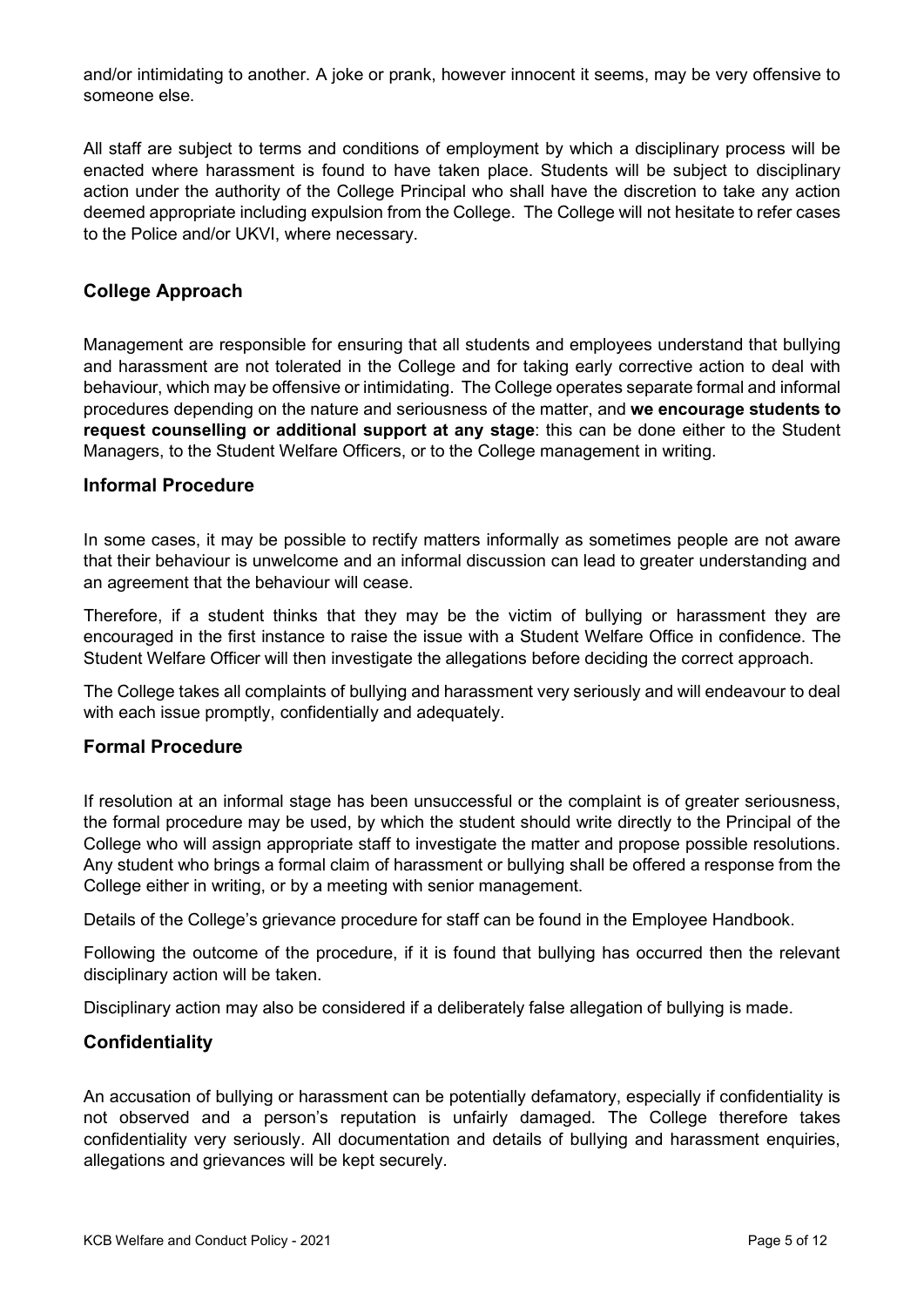and/or intimidating to another. A joke or prank, however innocent it seems, may be very offensive to someone else.

All staff are subject to terms and conditions of employment by which a disciplinary process will be enacted where harassment is found to have taken place. Students will be subject to disciplinary action under the authority of the College Principal who shall have the discretion to take any action deemed appropriate including expulsion from the College. The College will not hesitate to refer cases to the Police and/or UKVI, where necessary.

## College Approach

Management are responsible for ensuring that all students and employees understand that bullying and harassment are not tolerated in the College and for taking early corrective action to deal with behaviour, which may be offensive or intimidating. The College operates separate formal and informal procedures depending on the nature and seriousness of the matter, and **we encourage students to request counselling or additional support at any stage**: this can be done either to the Student Managers, to the Student Welfare Officers, or to the College management in writing.

### Informal Procedure

In some cases, it may be possible to rectify matters informally as sometimes people are not aware that their behaviour is unwelcome and an informal discussion can lead to greater understanding and an agreement that the behaviour will cease.

Therefore, if a student thinks that they may be the victim of bullying or harassment they are encouraged in the first instance to raise the issue with a Student Welfare Office in confidence. The Student Welfare Officer will then investigate the allegations before deciding the correct approach.

The College takes all complaints of bullying and harassment very seriously and will endeavour to deal with each issue promptly, confidentially and adequately.

### Formal Procedure

If resolution at an informal stage has been unsuccessful or the complaint is of greater seriousness, the formal procedure may be used, by which the student should write directly to the Principal of the College who will assign appropriate staff to investigate the matter and propose possible resolutions. Any student who brings a formal claim of harassment or bullying shall be offered a response from the College either in writing, or by a meeting with senior management.

Details of the College's grievance procedure for staff can be found in the Employee Handbook.

Following the outcome of the procedure, if it is found that bullying has occurred then the relevant disciplinary action will be taken.

Disciplinary action may also be considered if a deliberately false allegation of bullying is made.

### Confidentiality

An accusation of bullying or harassment can be potentially defamatory, especially if confidentiality is not observed and a person's reputation is unfairly damaged. The College therefore takes confidentiality very seriously. All documentation and details of bullying and harassment enquiries, allegations and grievances will be kept securely.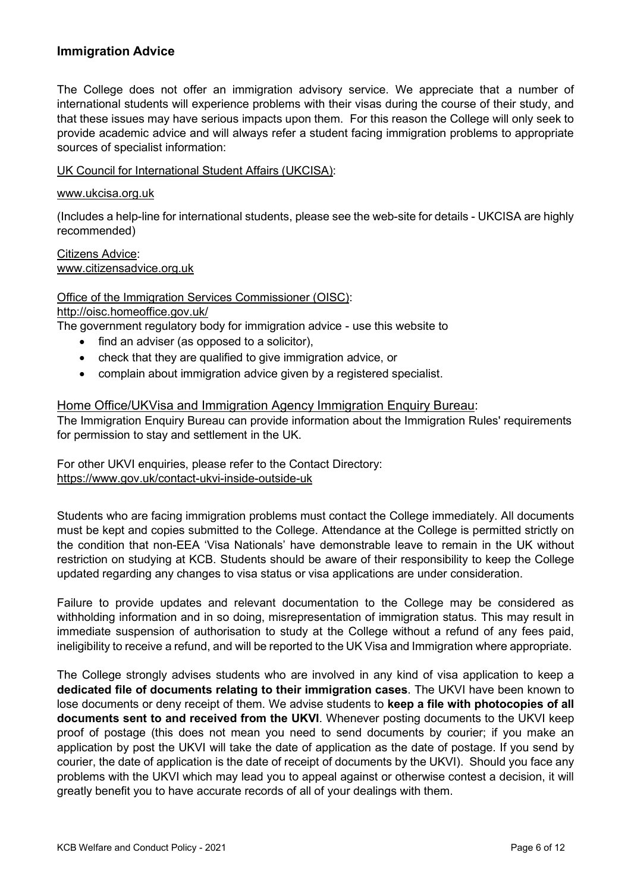## Immigration Advice

The College does not offer an immigration advisory service. We appreciate that a number of international students will experience problems with their visas during the course of their study, and that these issues may have serious impacts upon them. For this reason the College will only seek to provide academic advice and will always refer a student facing immigration problems to appropriate sources of specialist information:

UK Council for International Student Affairs (UKCISA):

www.ukcisa.org.uk

(Includes a help-line for international students, please see the web-site for details - UKCISA are highly recommended)

Citizens Advice:
www.citizensadvice.org.uk

Office of the Immigration Services Commissioner (OISC):
http://oisc.homeoffice.gov.uk/
The government regulatory body for immigration advice - use this website to

- find an adviser (as opposed to a solicitor),
- check that they are qualified to give immigration advice, or
- complain about immigration advice given by a registered specialist.

Home Office/UKVisa and Immigration Agency Immigration Enquiry Bureau:
The Immigration Enquiry Bureau can provide information about the Immigration Rules' requirements for permission to stay and settlement in the UK.

For other UKVI enquiries, please refer to the Contact Directory:
https://www.gov.uk/contact-ukvi-inside-outside-uk

Students who are facing immigration problems must contact the College immediately. All documents must be kept and copies submitted to the College. Attendance at the College is permitted strictly on the condition that non-EEA 'Visa Nationals' have demonstrable leave to remain in the UK without restriction on studying at KCB. Students should be aware of their responsibility to keep the College updated regarding any changes to visa status or visa applications are under consideration.

Failure to provide updates and relevant documentation to the College may be considered as withholding information and in so doing, misrepresentation of immigration status. This may result in immediate suspension of authorisation to study at the College without a refund of any fees paid, ineligibility to receive a refund, and will be reported to the UK Visa and Immigration where appropriate.

The College strongly advises students who are involved in any kind of visa application to keep a **dedicated file of documents relating to their immigration cases**. The UKVI have been known to lose documents or deny receipt of them. We advise students to **keep a file with photocopies of all documents sent to and received from the UKVI**. Whenever posting documents to the UKVI keep proof of postage (this does not mean you need to send documents by courier; if you make an application by post the UKVI will take the date of application as the date of postage. If you send by courier, the date of application is the date of receipt of documents by the UKVI). Should you face any problems with the UKVI which may lead you to appeal against or otherwise contest a decision, it will greatly benefit you to have accurate records of all of your dealings with them.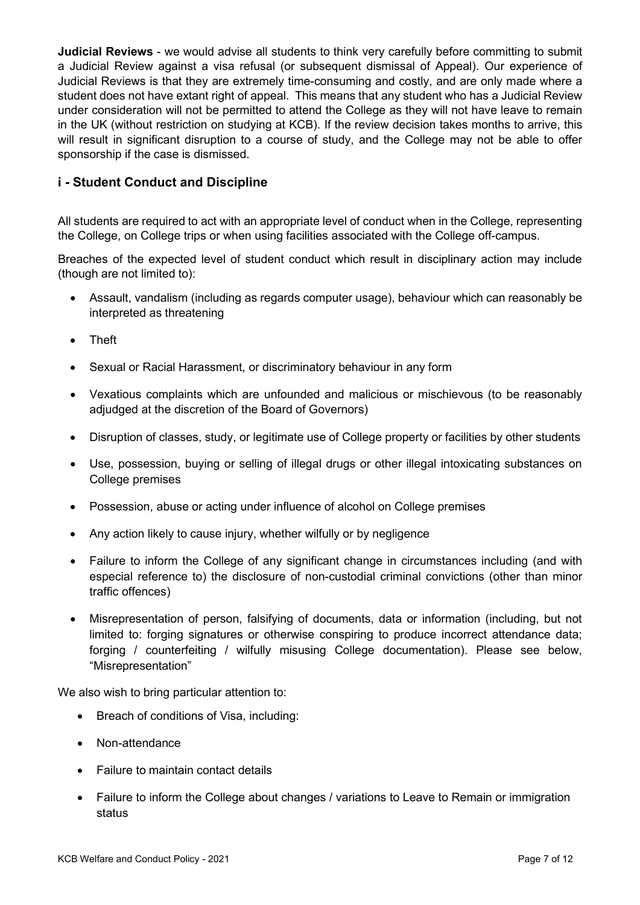**Judicial Reviews** - we would advise all students to think very carefully before committing to submit a Judicial Review against a visa refusal (or subsequent dismissal of Appeal). Our experience of Judicial Reviews is that they are extremely time-consuming and costly, and are only made where a student does not have extant right of appeal. This means that any student who has a Judicial Review under consideration will not be permitted to attend the College as they will not have leave to remain in the UK (without restriction on studying at KCB). If the review decision takes months to arrive, this will result in significant disruption to a course of study, and the College may not be able to offer sponsorship if the case is dismissed.

## i - Student Conduct and Discipline

All students are required to act with an appropriate level of conduct when in the College, representing the College, on College trips or when using facilities associated with the College off-campus.

Breaches of the expected level of student conduct which result in disciplinary action may include (though are not limited to):

- Assault, vandalism (including as regards computer usage), behaviour which can reasonably be interpreted as threatening
- Theft
- Sexual or Racial Harassment, or discriminatory behaviour in any form
- Vexatious complaints which are unfounded and malicious or mischievous (to be reasonably adjudged at the discretion of the Board of Governors)
- Disruption of classes, study, or legitimate use of College property or facilities by other students
- Use, possession, buying or selling of illegal drugs or other illegal intoxicating substances on College premises
- Possession, abuse or acting under influence of alcohol on College premises
- Any action likely to cause injury, whether wilfully or by negligence
- Failure to inform the College of any significant change in circumstances including (and with especial reference to) the disclosure of non-custodial criminal convictions (other than minor traffic offences)
- Misrepresentation of person, falsifying of documents, data or information (including, but not limited to: forging signatures or otherwise conspiring to produce incorrect attendance data; forging / counterfeiting / wilfully misusing College documentation). Please see below, "Misrepresentation"

We also wish to bring particular attention to:

- Breach of conditions of Visa, including:
- Non-attendance
- Failure to maintain contact details
- Failure to inform the College about changes / variations to Leave to Remain or immigration status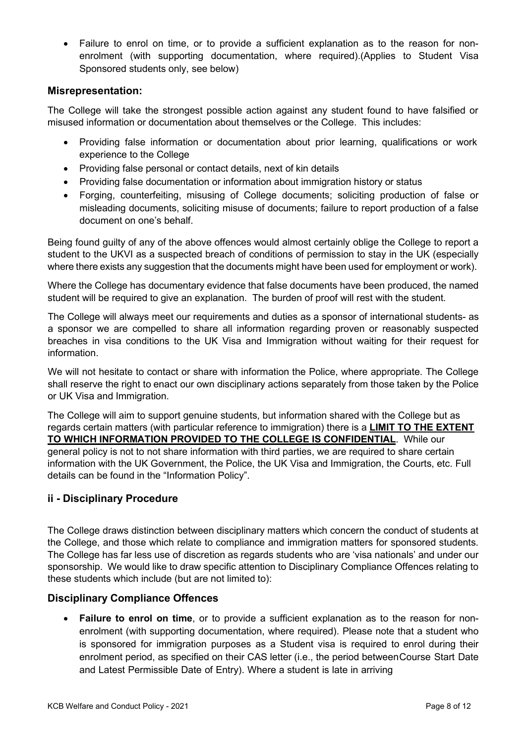- Failure to enrol on time, or to provide a sufficient explanation as to the reason for non-enrolment (with supporting documentation, where required).(Applies to Student Visa Sponsored students only, see below)

### Misrepresentation:

The College will take the strongest possible action against any student found to have falsified or misused information or documentation about themselves or the College. This includes:

- Providing false information or documentation about prior learning, qualifications or work experience to the College
- Providing false personal or contact details, next of kin details
- Providing false documentation or information about immigration history or status
- Forging, counterfeiting, misusing of College documents; soliciting production of false or misleading documents, soliciting misuse of documents; failure to report production of a false document on one's behalf.

Being found guilty of any of the above offences would almost certainly oblige the College to report a student to the UKVI as a suspected breach of conditions of permission to stay in the UK (especially where there exists any suggestion that the documents might have been used for employment or work).

Where the College has documentary evidence that false documents have been produced, the named student will be required to give an explanation. The burden of proof will rest with the student.

The College will always meet our requirements and duties as a sponsor of international students- as a sponsor we are compelled to share all information regarding proven or reasonably suspected breaches in visa conditions to the UK Visa and Immigration without waiting for their request for information.

We will not hesitate to contact or share with information the Police, where appropriate. The College shall reserve the right to enact our own disciplinary actions separately from those taken by the Police or UK Visa and Immigration.

The College will aim to support genuine students, but information shared with the College but as regards certain matters (with particular reference to immigration) there is a **LIMIT TO THE EXTENT TO WHICH INFORMATION PROVIDED TO THE COLLEGE IS CONFIDENTIAL**. While our general policy is not to not share information with third parties, we are required to share certain information with the UK Government, the Police, the UK Visa and Immigration, the Courts, etc. Full details can be found in the "Information Policy".

## ii - Disciplinary Procedure

The College draws distinction between disciplinary matters which concern the conduct of students at the College, and those which relate to compliance and immigration matters for sponsored students. The College has far less use of discretion as regards students who are 'visa nationals' and under our sponsorship. We would like to draw specific attention to Disciplinary Compliance Offences relating to these students which include (but are not limited to):

### Disciplinary Compliance Offences

- **Failure to enrol on time**, or to provide a sufficient explanation as to the reason for non-enrolment (with supporting documentation, where required). Please note that a student who is sponsored for immigration purposes as a Student visa is required to enrol during their enrolment period, as specified on their CAS letter (i.e., the period betweenCourse Start Date and Latest Permissible Date of Entry). Where a student is late in arriving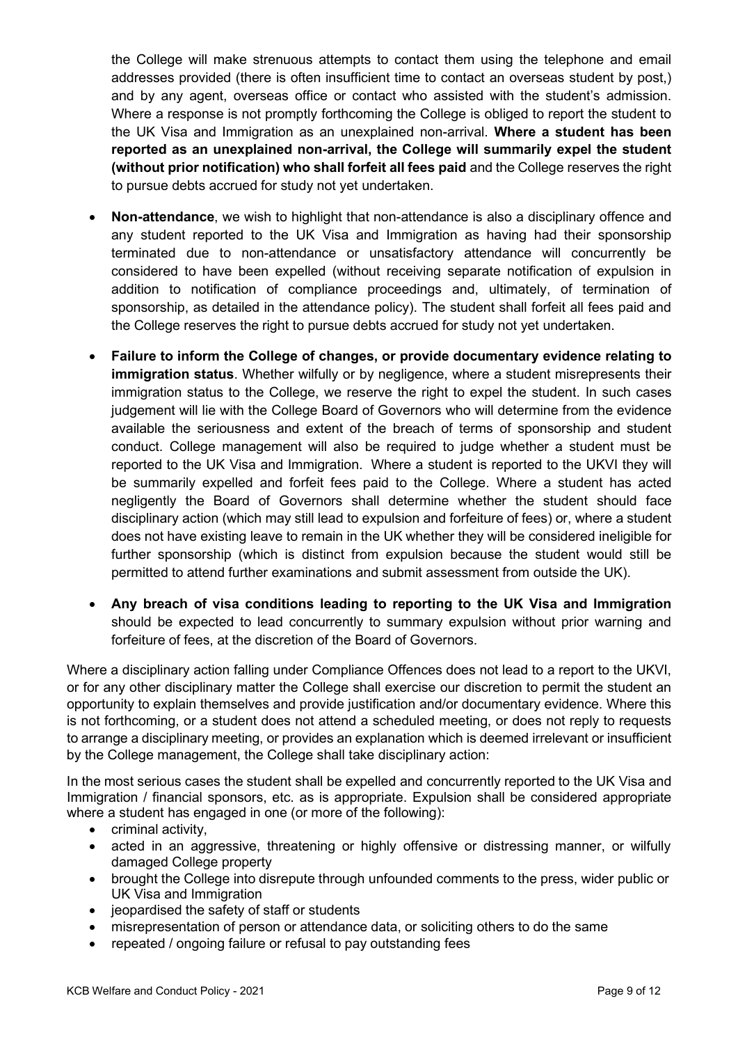the College will make strenuous attempts to contact them using the telephone and email addresses provided (there is often insufficient time to contact an overseas student by post,) and by any agent, overseas office or contact who assisted with the student's admission. Where a response is not promptly forthcoming the College is obliged to report the student to the UK Visa and Immigration as an unexplained non-arrival. **Where a student has been reported as an unexplained non-arrival, the College will summarily expel the student (without prior notification) who shall forfeit all fees paid** and the College reserves the right to pursue debts accrued for study not yet undertaken.

- **Non-attendance**, we wish to highlight that non-attendance is also a disciplinary offence and any student reported to the UK Visa and Immigration as having had their sponsorship terminated due to non-attendance or unsatisfactory attendance will concurrently be considered to have been expelled (without receiving separate notification of expulsion in addition to notification of compliance proceedings and, ultimately, of termination of sponsorship, as detailed in the attendance policy). The student shall forfeit all fees paid and the College reserves the right to pursue debts accrued for study not yet undertaken.
- **Failure to inform the College of changes, or provide documentary evidence relating to immigration status**. Whether wilfully or by negligence, where a student misrepresents their immigration status to the College, we reserve the right to expel the student. In such cases judgement will lie with the College Board of Governors who will determine from the evidence available the seriousness and extent of the breach of terms of sponsorship and student conduct. College management will also be required to judge whether a student must be reported to the UK Visa and Immigration. Where a student is reported to the UKVI they will be summarily expelled and forfeit fees paid to the College. Where a student has acted negligently the Board of Governors shall determine whether the student should face disciplinary action (which may still lead to expulsion and forfeiture of fees) or, where a student does not have existing leave to remain in the UK whether they will be considered ineligible for further sponsorship (which is distinct from expulsion because the student would still be permitted to attend further examinations and submit assessment from outside the UK).
- **Any breach of visa conditions leading to reporting to the UK Visa and Immigration** should be expected to lead concurrently to summary expulsion without prior warning and forfeiture of fees, at the discretion of the Board of Governors.

Where a disciplinary action falling under Compliance Offences does not lead to a report to the UKVI, or for any other disciplinary matter the College shall exercise our discretion to permit the student an opportunity to explain themselves and provide justification and/or documentary evidence. Where this is not forthcoming, or a student does not attend a scheduled meeting, or does not reply to requests to arrange a disciplinary meeting, or provides an explanation which is deemed irrelevant or insufficient by the College management, the College shall take disciplinary action:

In the most serious cases the student shall be expelled and concurrently reported to the UK Visa and Immigration / financial sponsors, etc. as is appropriate. Expulsion shall be considered appropriate where a student has engaged in one (or more of the following):

- criminal activity,
- acted in an aggressive, threatening or highly offensive or distressing manner, or wilfully damaged College property
- brought the College into disrepute through unfounded comments to the press, wider public or UK Visa and Immigration
- jeopardised the safety of staff or students
- misrepresentation of person or attendance data, or soliciting others to do the same
- repeated / ongoing failure or refusal to pay outstanding fees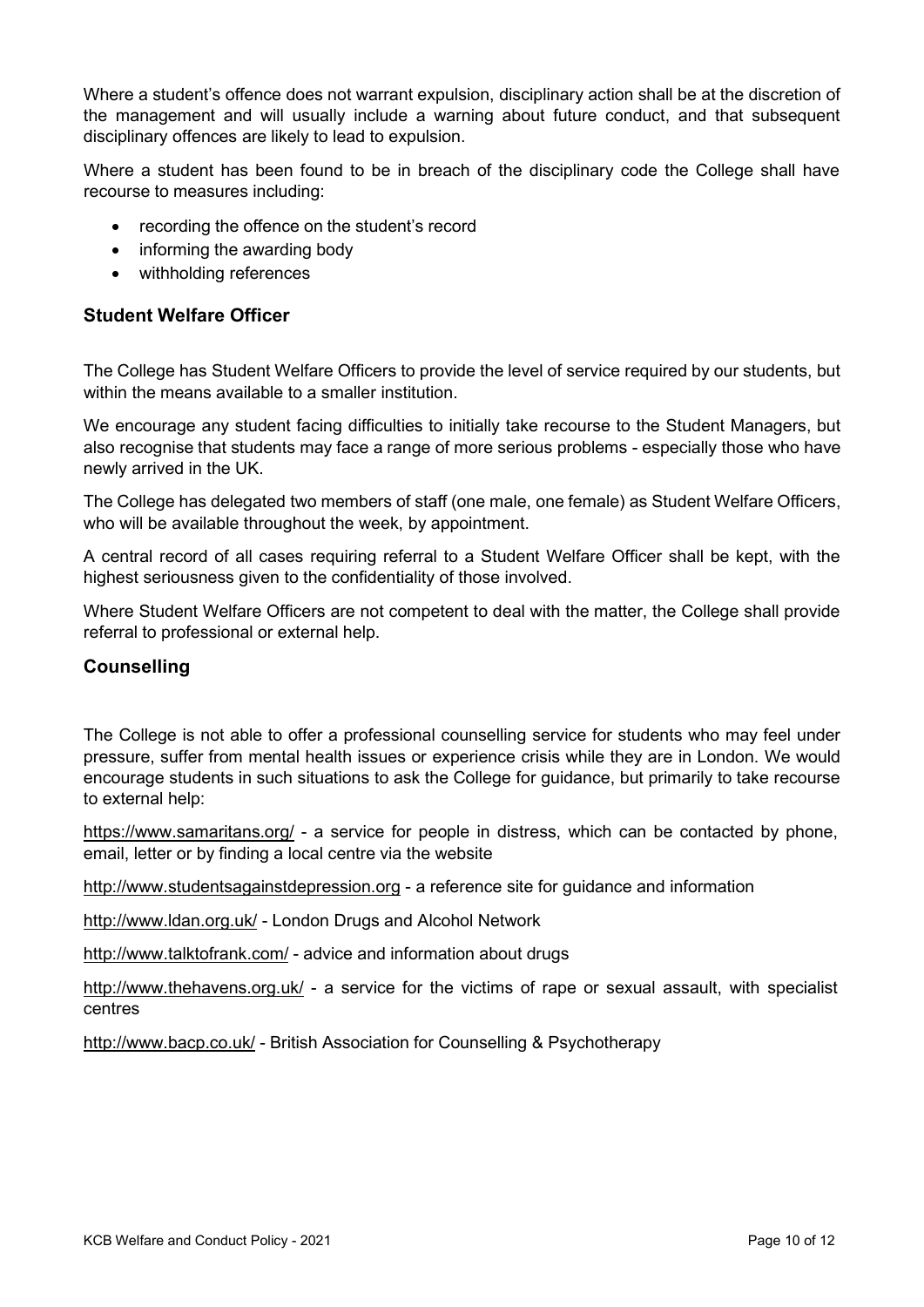Where a student's offence does not warrant expulsion, disciplinary action shall be at the discretion of the management and will usually include a warning about future conduct, and that subsequent disciplinary offences are likely to lead to expulsion.

Where a student has been found to be in breach of the disciplinary code the College shall have recourse to measures including:

- recording the offence on the student's record
- informing the awarding body
- withholding references

## Student Welfare Officer

The College has Student Welfare Officers to provide the level of service required by our students, but within the means available to a smaller institution.

We encourage any student facing difficulties to initially take recourse to the Student Managers, but also recognise that students may face a range of more serious problems - especially those who have newly arrived in the UK.

The College has delegated two members of staff (one male, one female) as Student Welfare Officers, who will be available throughout the week, by appointment.

A central record of all cases requiring referral to a Student Welfare Officer shall be kept, with the highest seriousness given to the confidentiality of those involved.

Where Student Welfare Officers are not competent to deal with the matter, the College shall provide referral to professional or external help.

## Counselling

The College is not able to offer a professional counselling service for students who may feel under pressure, suffer from mental health issues or experience crisis while they are in London. We would encourage students in such situations to ask the College for guidance, but primarily to take recourse to external help:

https://www.samaritans.org/ - a service for people in distress, which can be contacted by phone, email, letter or by finding a local centre via the website

http://www.studentsagainstdepression.org - a reference site for guidance and information

http://www.ldan.org.uk/ - London Drugs and Alcohol Network

http://www.talktofrank.com/ - advice and information about drugs

http://www.thehavens.org.uk/ - a service for the victims of rape or sexual assault, with specialist centres

http://www.bacp.co.uk/ - British Association for Counselling & Psychotherapy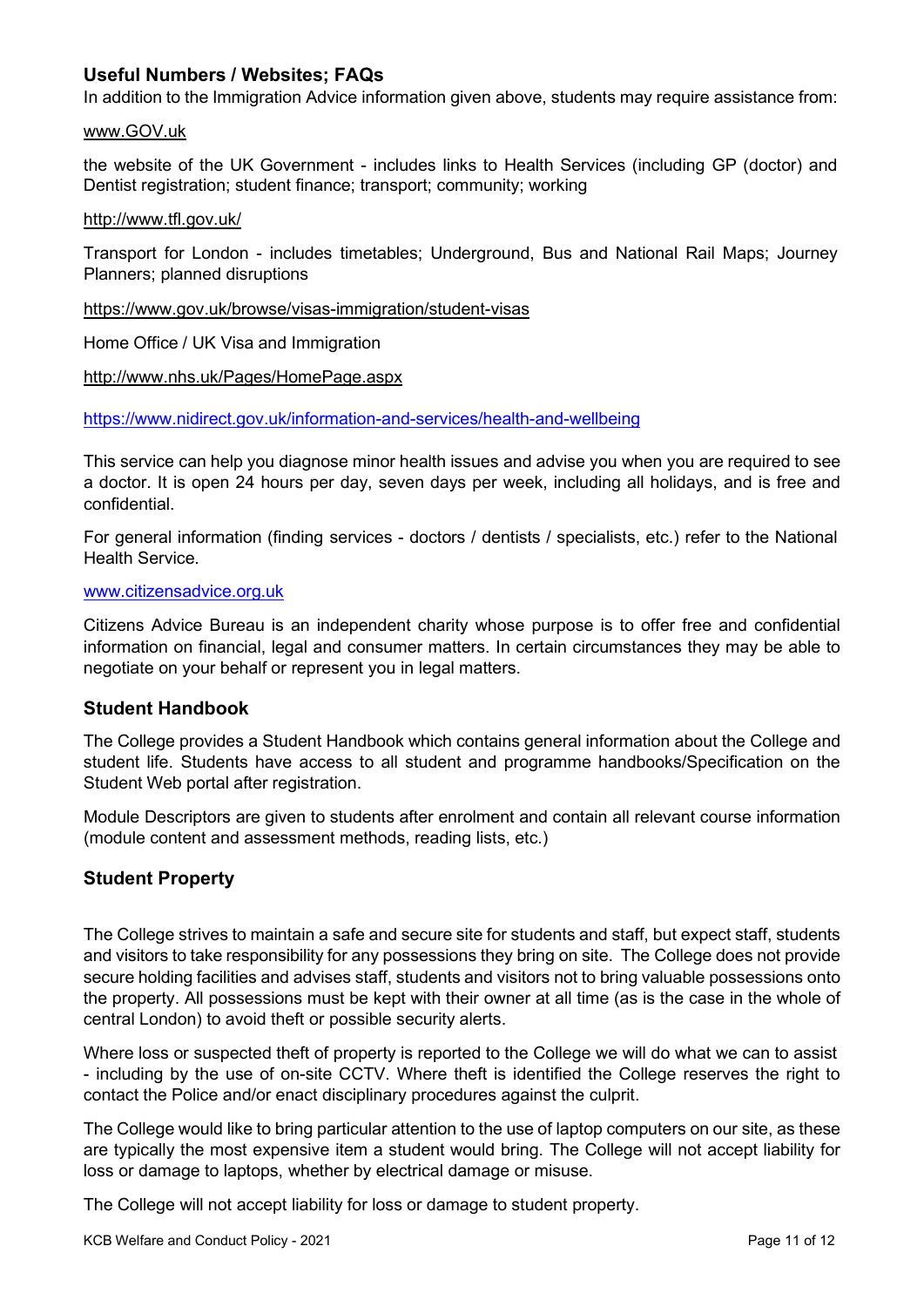## Useful Numbers / Websites; FAQs

In addition to the Immigration Advice information given above, students may require assistance from:

www.GOV.uk

the website of the UK Government - includes links to Health Services (including GP (doctor) and Dentist registration; student finance; transport; community; working

http://www.tfl.gov.uk/

Transport for London - includes timetables; Underground, Bus and National Rail Maps; Journey Planners; planned disruptions

https://www.gov.uk/browse/visas-immigration/student-visas

Home Office / UK Visa and Immigration

http://www.nhs.uk/Pages/HomePage.aspx

https://www.nidirect.gov.uk/information-and-services/health-and-wellbeing

This service can help you diagnose minor health issues and advise you when you are required to see a doctor. It is open 24 hours per day, seven days per week, including all holidays, and is free and confidential.

For general information (finding services - doctors / dentists / specialists, etc.) refer to the National Health Service.

www.citizensadvice.org.uk

Citizens Advice Bureau is an independent charity whose purpose is to offer free and confidential information on financial, legal and consumer matters. In certain circumstances they may be able to negotiate on your behalf or represent you in legal matters.

## Student Handbook

The College provides a Student Handbook which contains general information about the College and student life. Students have access to all student and programme handbooks/Specification on the Student Web portal after registration.

Module Descriptors are given to students after enrolment and contain all relevant course information (module content and assessment methods, reading lists, etc.)

## Student Property

The College strives to maintain a safe and secure site for students and staff, but expect staff, students and visitors to take responsibility for any possessions they bring on site. The College does not provide secure holding facilities and advises staff, students and visitors not to bring valuable possessions onto the property. All possessions must be kept with their owner at all time (as is the case in the whole of central London) to avoid theft or possible security alerts.

Where loss or suspected theft of property is reported to the College we will do what we can to assist - including by the use of on-site CCTV. Where theft is identified the College reserves the right to contact the Police and/or enact disciplinary procedures against the culprit.

The College would like to bring particular attention to the use of laptop computers on our site, as these are typically the most expensive item a student would bring. The College will not accept liability for loss or damage to laptops, whether by electrical damage or misuse.

The College will not accept liability for loss or damage to student property.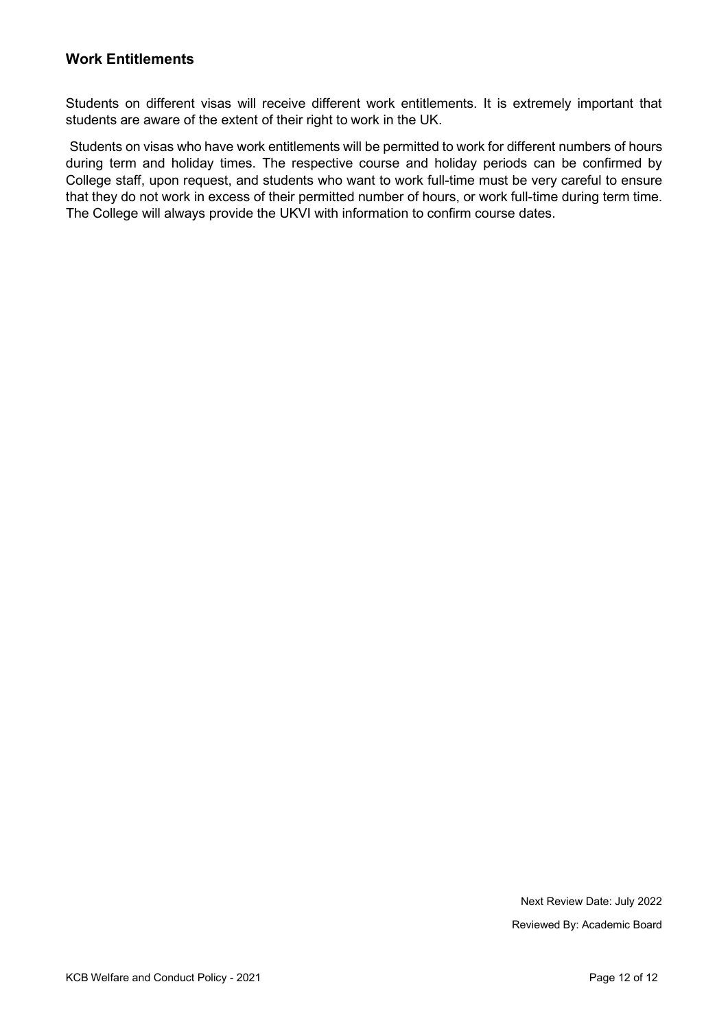## Work Entitlements

Students on different visas will receive different work entitlements. It is extremely important that students are aware of the extent of their right to work in the UK.

Students on visas who have work entitlements will be permitted to work for different numbers of hours during term and holiday times. The respective course and holiday periods can be confirmed by College staff, upon request, and students who want to work full-time must be very careful to ensure that they do not work in excess of their permitted number of hours, or work full-time during term time. The College will always provide the UKVI with information to confirm course dates.

Next Review Date: July 2022

Reviewed By: Academic Board